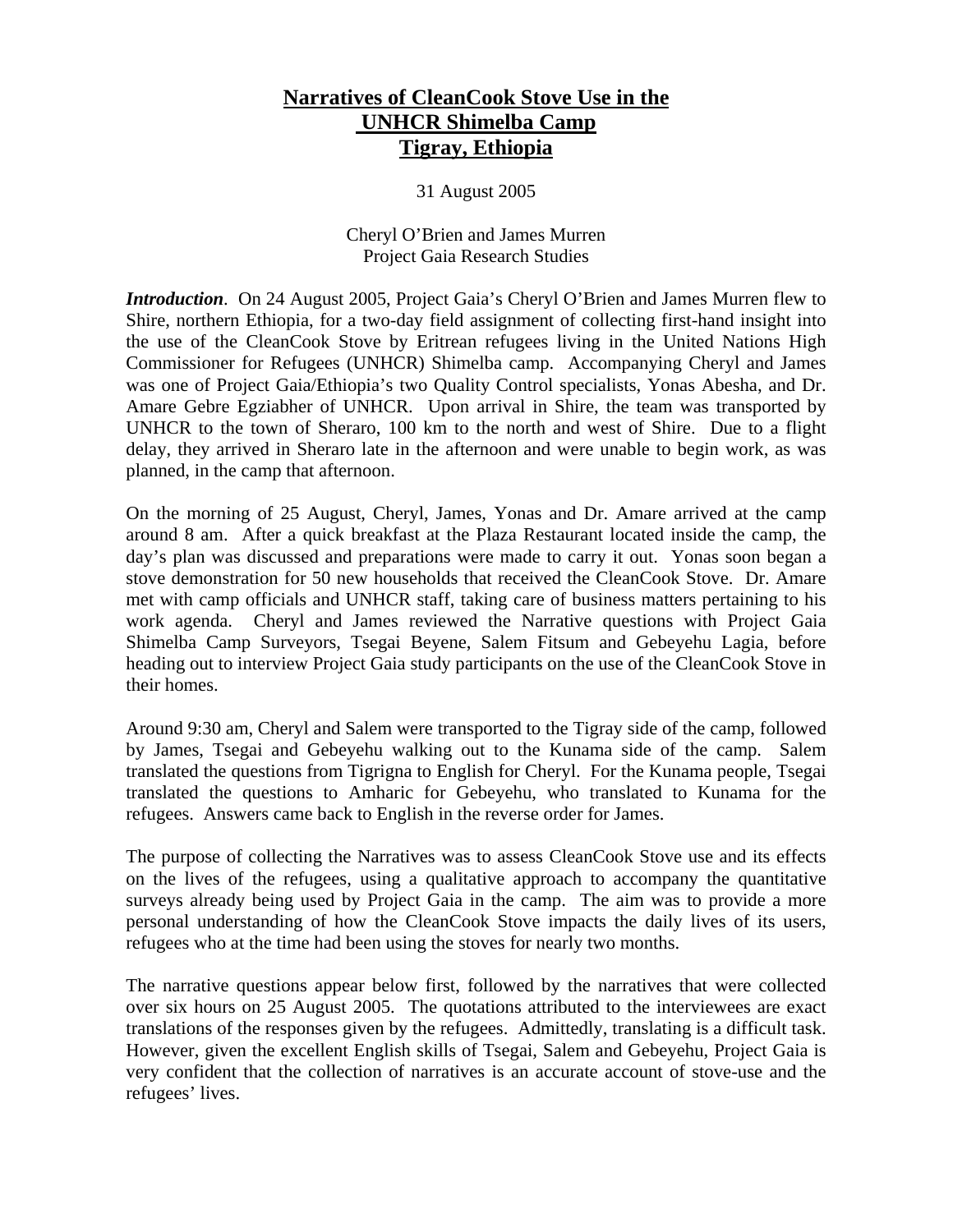# Narratives of CleanCook Stove Use in the UNHCR Shimelba Camp Tigray, Ethiopia

31 August 2005

Cheryl O'Brien and James Murren
Project Gaia Research Studies

***Introduction***. On 24 August 2005, Project Gaia's Cheryl O'Brien and James Murren flew to Shire, northern Ethiopia, for a two-day field assignment of collecting first-hand insight into the use of the CleanCook Stove by Eritrean refugees living in the United Nations High Commissioner for Refugees (UNHCR) Shimelba camp. Accompanying Cheryl and James was one of Project Gaia/Ethiopia's two Quality Control specialists, Yonas Abesha, and Dr. Amare Gebre Egziabher of UNHCR. Upon arrival in Shire, the team was transported by UNHCR to the town of Sheraro, 100 km to the north and west of Shire. Due to a flight delay, they arrived in Sheraro late in the afternoon and were unable to begin work, as was planned, in the camp that afternoon.

On the morning of 25 August, Cheryl, James, Yonas and Dr. Amare arrived at the camp around 8 am. After a quick breakfast at the Plaza Restaurant located inside the camp, the day's plan was discussed and preparations were made to carry it out. Yonas soon began a stove demonstration for 50 new households that received the CleanCook Stove. Dr. Amare met with camp officials and UNHCR staff, taking care of business matters pertaining to his work agenda. Cheryl and James reviewed the Narrative questions with Project Gaia Shimelba Camp Surveyors, Tsegai Beyene, Salem Fitsum and Gebeyehu Lagia, before heading out to interview Project Gaia study participants on the use of the CleanCook Stove in their homes.

Around 9:30 am, Cheryl and Salem were transported to the Tigray side of the camp, followed by James, Tsegai and Gebeyehu walking out to the Kunama side of the camp. Salem translated the questions from Tigrigna to English for Cheryl. For the Kunama people, Tsegai translated the questions to Amharic for Gebeyehu, who translated to Kunama for the refugees. Answers came back to English in the reverse order for James.

The purpose of collecting the Narratives was to assess CleanCook Stove use and its effects on the lives of the refugees, using a qualitative approach to accompany the quantitative surveys already being used by Project Gaia in the camp. The aim was to provide a more personal understanding of how the CleanCook Stove impacts the daily lives of its users, refugees who at the time had been using the stoves for nearly two months.

The narrative questions appear below first, followed by the narratives that were collected over six hours on 25 August 2005. The quotations attributed to the interviewees are exact translations of the responses given by the refugees. Admittedly, translating is a difficult task. However, given the excellent English skills of Tsegai, Salem and Gebeyehu, Project Gaia is very confident that the collection of narratives is an accurate account of stove-use and the refugees' lives.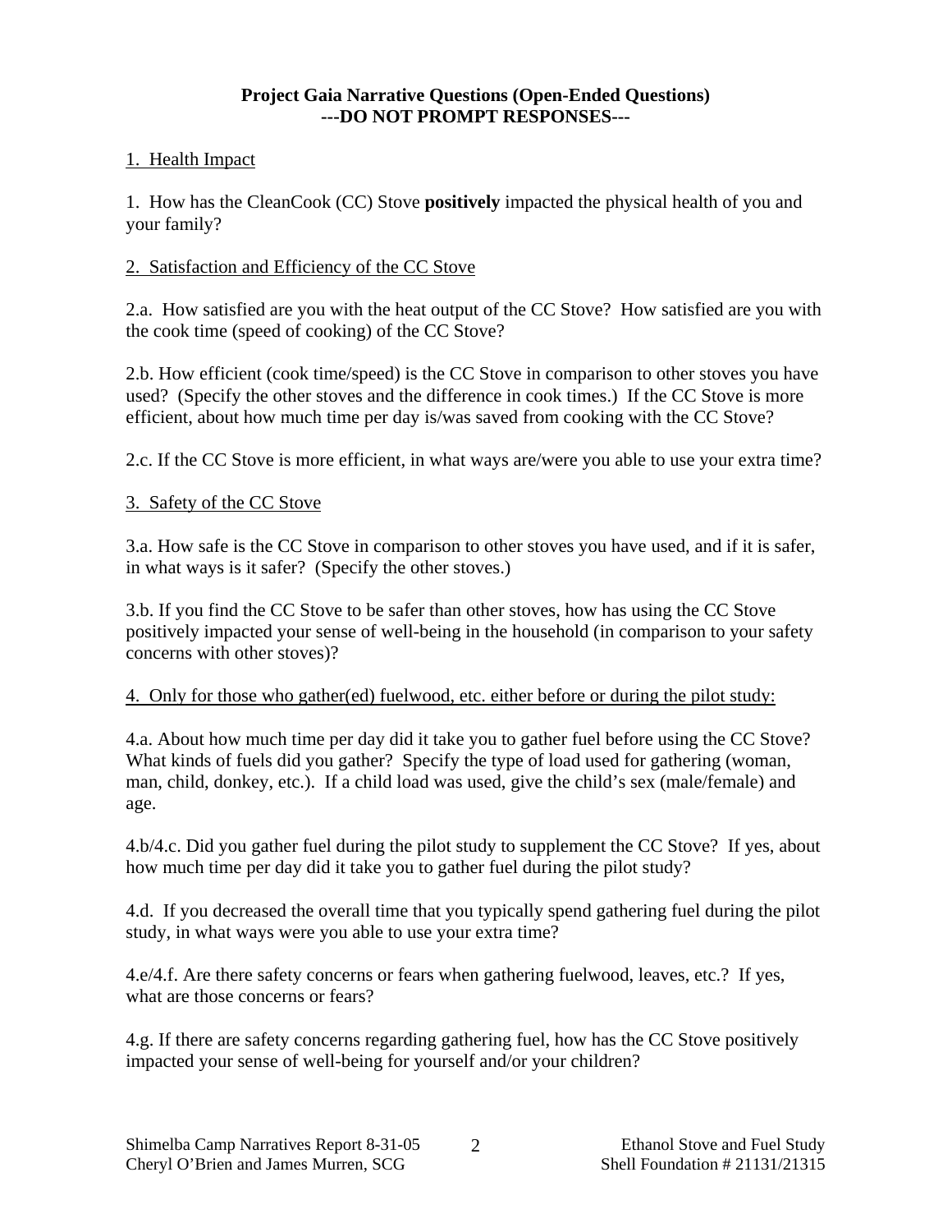# Project Gaia Narrative Questions (Open-Ended Questions)
## ---DO NOT PROMPT RESPONSES---

## 1. Health Impact

1. How has the CleanCook (CC) Stove **positively** impacted the physical health of you and your family?

## 2. Satisfaction and Efficiency of the CC Stove

2.a. How satisfied are you with the heat output of the CC Stove? How satisfied are you with the cook time (speed of cooking) of the CC Stove?

2.b. How efficient (cook time/speed) is the CC Stove in comparison to other stoves you have used? (Specify the other stoves and the difference in cook times.) If the CC Stove is more efficient, about how much time per day is/was saved from cooking with the CC Stove?

2.c. If the CC Stove is more efficient, in what ways are/were you able to use your extra time?

## 3. Safety of the CC Stove

3.a. How safe is the CC Stove in comparison to other stoves you have used, and if it is safer, in what ways is it safer? (Specify the other stoves.)

3.b. If you find the CC Stove to be safer than other stoves, how has using the CC Stove positively impacted your sense of well-being in the household (in comparison to your safety concerns with other stoves)?

## 4. Only for those who gather(ed) fuelwood, etc. either before or during the pilot study:

4.a. About how much time per day did it take you to gather fuel before using the CC Stove? What kinds of fuels did you gather? Specify the type of load used for gathering (woman, man, child, donkey, etc.). If a child load was used, give the child's sex (male/female) and age.

4.b/4.c. Did you gather fuel during the pilot study to supplement the CC Stove? If yes, about how much time per day did it take you to gather fuel during the pilot study?

4.d. If you decreased the overall time that you typically spend gathering fuel during the pilot study, in what ways were you able to use your extra time?

4.e/4.f. Are there safety concerns or fears when gathering fuelwood, leaves, etc.? If yes, what are those concerns or fears?

4.g. If there are safety concerns regarding gathering fuel, how has the CC Stove positively impacted your sense of well-being for yourself and/or your children?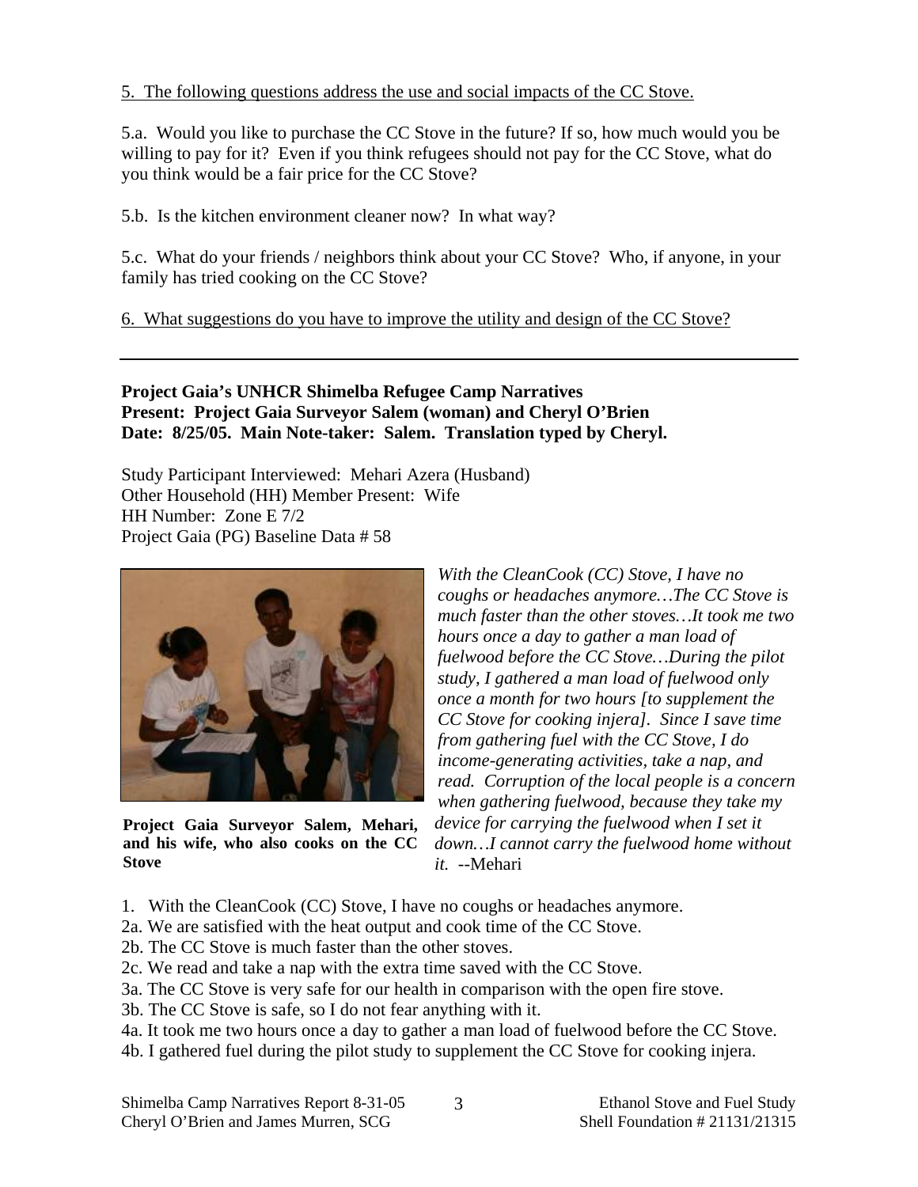5. The following questions address the use and social impacts of the CC Stove.

5.a. Would you like to purchase the CC Stove in the future? If so, how much would you be willing to pay for it? Even if you think refugees should not pay for the CC Stove, what do you think would be a fair price for the CC Stove?

5.b. Is the kitchen environment cleaner now? In what way?

5.c. What do your friends / neighbors think about your CC Stove? Who, if anyone, in your family has tried cooking on the CC Stove?

6. What suggestions do you have to improve the utility and design of the CC Stove?

---

**Project Gaia's UNHCR Shimelba Refugee Camp Narratives**
**Present: Project Gaia Surveyor Salem (woman) and Cheryl O'Brien**
**Date: 8/25/05. Main Note-taker: Salem. Translation typed by Cheryl.**

Study Participant Interviewed: Mehari Azera (Husband)
Other Household (HH) Member Present: Wife
HH Number: Zone E 7/2
Project Gaia (PG) Baseline Data # 58

**Project Gaia Surveyor Salem, Mehari, and his wife, who also cooks on the CC Stove**

*With the CleanCook (CC) Stove, I have no coughs or headaches anymore…The CC Stove is much faster than the other stoves…It took me two hours once a day to gather a man load of fuelwood before the CC Stove…During the pilot study, I gathered a man load of fuelwood only once a month for two hours [to supplement the CC Stove for cooking injera]. Since I save time from gathering fuel with the CC Stove, I do income-generating activities, take a nap, and read. Corruption of the local people is a concern when gathering fuelwood, because they take my device for carrying the fuelwood when I set it down…I cannot carry the fuelwood home without it.* --Mehari

1. With the CleanCook (CC) Stove, I have no coughs or headaches anymore.
2a. We are satisfied with the heat output and cook time of the CC Stove.
2b. The CC Stove is much faster than the other stoves.
2c. We read and take a nap with the extra time saved with the CC Stove.
3a. The CC Stove is very safe for our health in comparison with the open fire stove.
3b. The CC Stove is safe, so I do not fear anything with it.
4a. It took me two hours once a day to gather a man load of fuelwood before the CC Stove.
4b. I gathered fuel during the pilot study to supplement the CC Stove for cooking injera.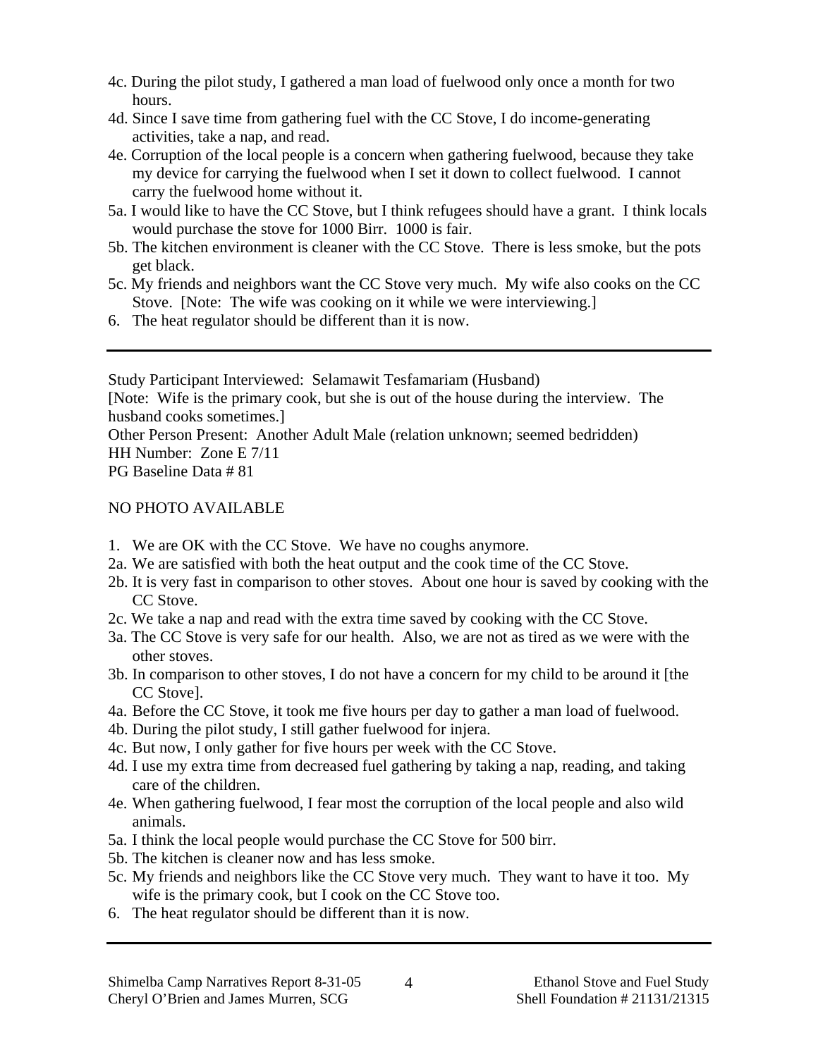4c. During the pilot study, I gathered a man load of fuelwood only once a month for two hours.

4d. Since I save time from gathering fuel with the CC Stove, I do income-generating activities, take a nap, and read.

4e. Corruption of the local people is a concern when gathering fuelwood, because they take my device for carrying the fuelwood when I set it down to collect fuelwood. I cannot carry the fuelwood home without it.

5a. I would like to have the CC Stove, but I think refugees should have a grant. I think locals would purchase the stove for 1000 Birr. 1000 is fair.

5b. The kitchen environment is cleaner with the CC Stove. There is less smoke, but the pots get black.

5c. My friends and neighbors want the CC Stove very much. My wife also cooks on the CC Stove. [Note: The wife was cooking on it while we were interviewing.]

6. The heat regulator should be different than it is now.

---

Study Participant Interviewed: Selamawit Tesfamariam (Husband)
[Note: Wife is the primary cook, but she is out of the house during the interview. The husband cooks sometimes.]
Other Person Present: Another Adult Male (relation unknown; seemed bedridden)
HH Number: Zone E 7/11
PG Baseline Data # 81

NO PHOTO AVAILABLE

1. We are OK with the CC Stove. We have no coughs anymore.

2a. We are satisfied with both the heat output and the cook time of the CC Stove.

2b. It is very fast in comparison to other stoves. About one hour is saved by cooking with the CC Stove.

2c. We take a nap and read with the extra time saved by cooking with the CC Stove.

3a. The CC Stove is very safe for our health. Also, we are not as tired as we were with the other stoves.

3b. In comparison to other stoves, I do not have a concern for my child to be around it [the CC Stove].

4a. Before the CC Stove, it took me five hours per day to gather a man load of fuelwood.

4b. During the pilot study, I still gather fuelwood for injera.

4c. But now, I only gather for five hours per week with the CC Stove.

4d. I use my extra time from decreased fuel gathering by taking a nap, reading, and taking care of the children.

4e. When gathering fuelwood, I fear most the corruption of the local people and also wild animals.

5a. I think the local people would purchase the CC Stove for 500 birr.

5b. The kitchen is cleaner now and has less smoke.

5c. My friends and neighbors like the CC Stove very much. They want to have it too. My wife is the primary cook, but I cook on the CC Stove too.

6. The heat regulator should be different than it is now.

---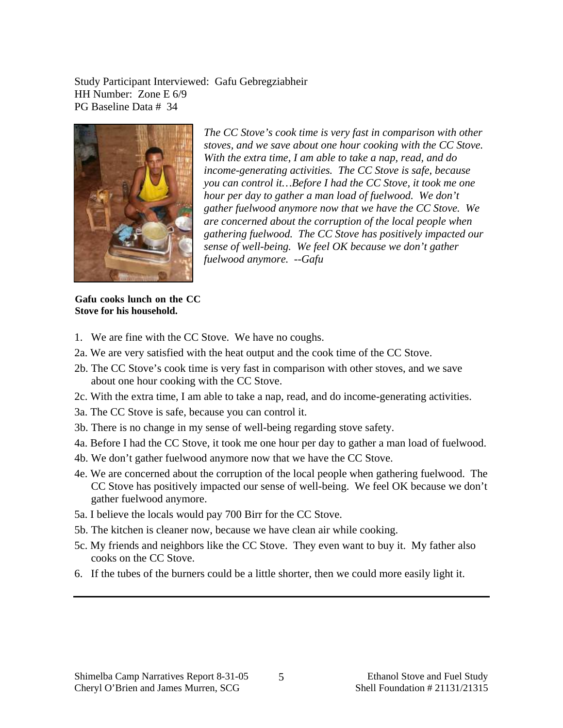Study Participant Interviewed: Gafu Gebregziabheir
HH Number: Zone E 6/9
PG Baseline Data # 34

*The CC Stove's cook time is very fast in comparison with other stoves, and we save about one hour cooking with the CC Stove. With the extra time, I am able to take a nap, read, and do income-generating activities. The CC Stove is safe, because you can control it…Before I had the CC Stove, it took me one hour per day to gather a man load of fuelwood. We don't gather fuelwood anymore now that we have the CC Stove. We are concerned about the corruption of the local people when gathering fuelwood. The CC Stove has positively impacted our sense of well-being. We feel OK because we don't gather fuelwood anymore. --Gafu*

**Gafu cooks lunch on the CC Stove for his household.**

1. We are fine with the CC Stove. We have no coughs.

2a. We are very satisfied with the heat output and the cook time of the CC Stove.

2b. The CC Stove's cook time is very fast in comparison with other stoves, and we save about one hour cooking with the CC Stove.

2c. With the extra time, I am able to take a nap, read, and do income-generating activities.

3a. The CC Stove is safe, because you can control it.

3b. There is no change in my sense of well-being regarding stove safety.

4a. Before I had the CC Stove, it took me one hour per day to gather a man load of fuelwood.

4b. We don't gather fuelwood anymore now that we have the CC Stove.

4e. We are concerned about the corruption of the local people when gathering fuelwood. The CC Stove has positively impacted our sense of well-being. We feel OK because we don't gather fuelwood anymore.

5a. I believe the locals would pay 700 Birr for the CC Stove.

5b. The kitchen is cleaner now, because we have clean air while cooking.

5c. My friends and neighbors like the CC Stove. They even want to buy it. My father also cooks on the CC Stove.

6. If the tubes of the burners could be a little shorter, then we could more easily light it.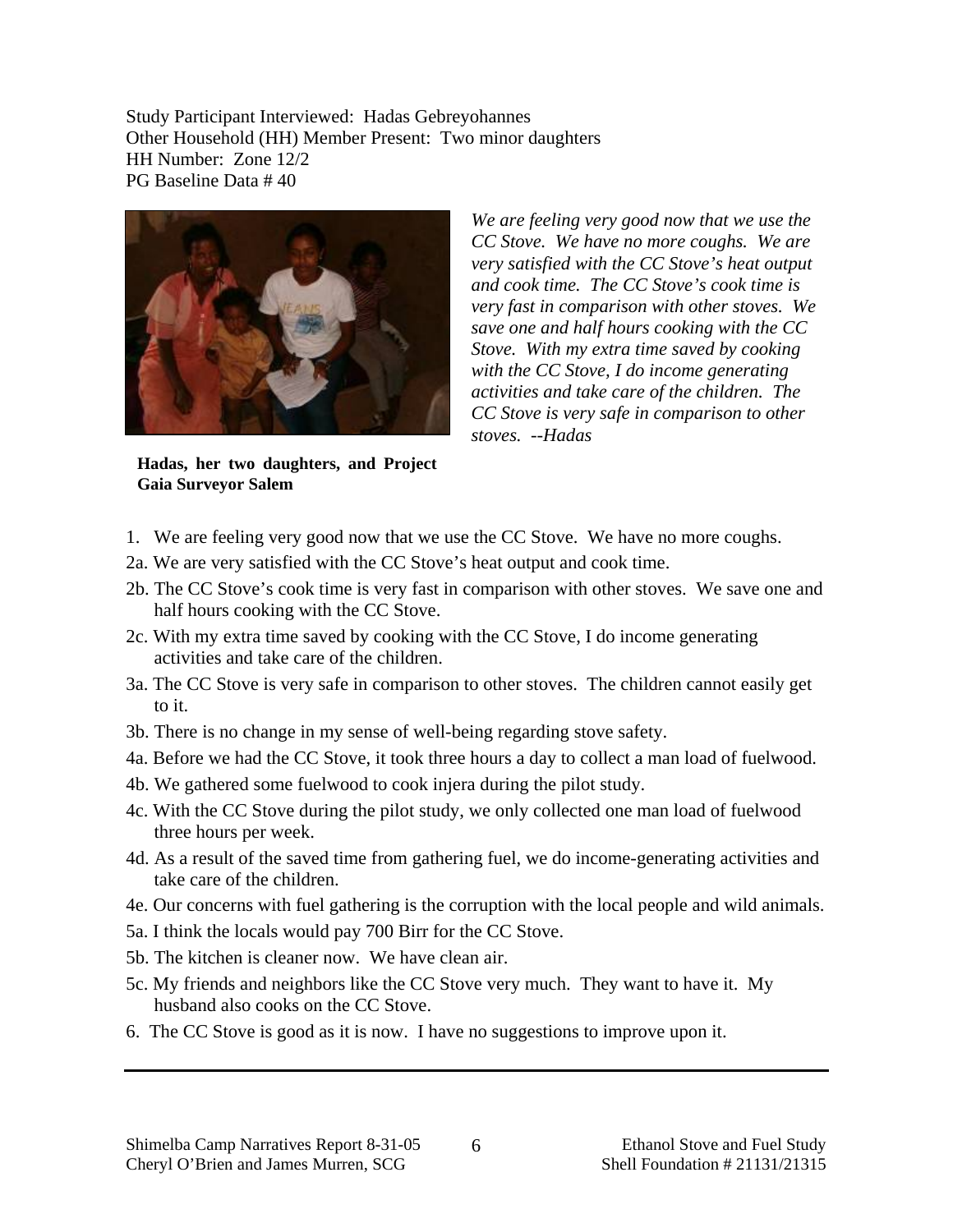Study Participant Interviewed: Hadas Gebreyohannes
Other Household (HH) Member Present: Two minor daughters
HH Number: Zone 12/2
PG Baseline Data # 40

*We are feeling very good now that we use the CC Stove. We have no more coughs. We are very satisfied with the CC Stove's heat output and cook time. The CC Stove's cook time is very fast in comparison with other stoves. We save one and half hours cooking with the CC Stove. With my extra time saved by cooking with the CC Stove, I do income generating activities and take care of the children. The CC Stove is very safe in comparison to other stoves. --Hadas*

**Hadas, her two daughters, and Project Gaia Surveyor Salem**

1. We are feeling very good now that we use the CC Stove. We have no more coughs.
2a. We are very satisfied with the CC Stove's heat output and cook time.
2b. The CC Stove's cook time is very fast in comparison with other stoves. We save one and half hours cooking with the CC Stove.
2c. With my extra time saved by cooking with the CC Stove, I do income generating activities and take care of the children.
3a. The CC Stove is very safe in comparison to other stoves. The children cannot easily get to it.
3b. There is no change in my sense of well-being regarding stove safety.
4a. Before we had the CC Stove, it took three hours a day to collect a man load of fuelwood.
4b. We gathered some fuelwood to cook injera during the pilot study.
4c. With the CC Stove during the pilot study, we only collected one man load of fuelwood three hours per week.
4d. As a result of the saved time from gathering fuel, we do income-generating activities and take care of the children.
4e. Our concerns with fuel gathering is the corruption with the local people and wild animals.
5a. I think the locals would pay 700 Birr for the CC Stove.
5b. The kitchen is cleaner now. We have clean air.
5c. My friends and neighbors like the CC Stove very much. They want to have it. My husband also cooks on the CC Stove.
6. The CC Stove is good as it is now. I have no suggestions to improve upon it.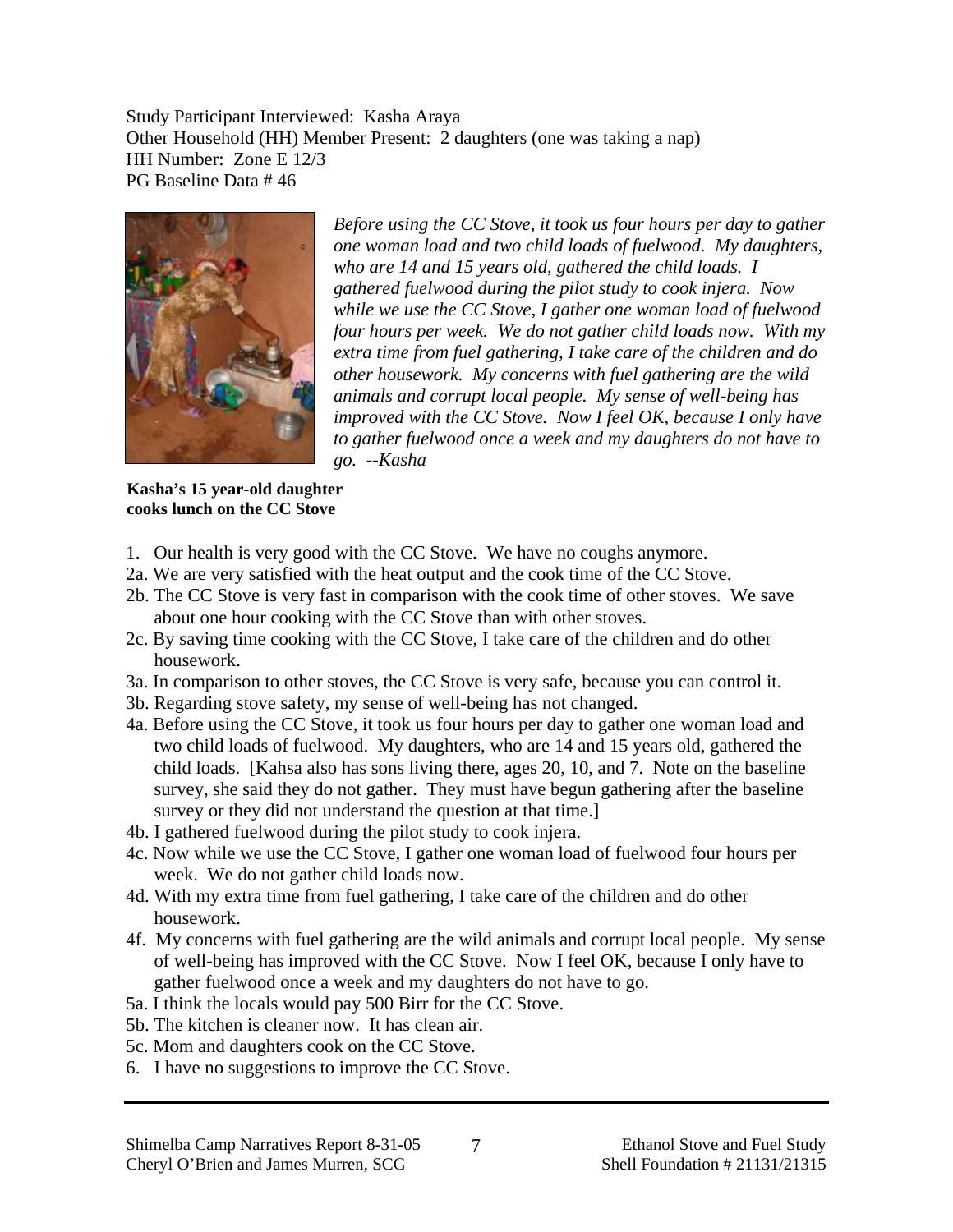Study Participant Interviewed: Kasha Araya
Other Household (HH) Member Present: 2 daughters (one was taking a nap)
HH Number: Zone E 12/3
PG Baseline Data # 46

*Before using the CC Stove, it took us four hours per day to gather one woman load and two child loads of fuelwood. My daughters, who are 14 and 15 years old, gathered the child loads. I gathered fuelwood during the pilot study to cook injera. Now while we use the CC Stove, I gather one woman load of fuelwood four hours per week. We do not gather child loads now. With my extra time from fuel gathering, I take care of the children and do other housework. My concerns with fuel gathering are the wild animals and corrupt local people. My sense of well-being has improved with the CC Stove. Now I feel OK, because I only have to gather fuelwood once a week and my daughters do not have to go. --Kasha*

**Kasha's 15 year-old daughter cooks lunch on the CC Stove**

1. Our health is very good with the CC Stove. We have no coughs anymore.

2a. We are very satisfied with the heat output and the cook time of the CC Stove.

2b. The CC Stove is very fast in comparison with the cook time of other stoves. We save about one hour cooking with the CC Stove than with other stoves.

2c. By saving time cooking with the CC Stove, I take care of the children and do other housework.

3a. In comparison to other stoves, the CC Stove is very safe, because you can control it.

3b. Regarding stove safety, my sense of well-being has not changed.

4a. Before using the CC Stove, it took us four hours per day to gather one woman load and two child loads of fuelwood. My daughters, who are 14 and 15 years old, gathered the child loads. [Kahsa also has sons living there, ages 20, 10, and 7. Note on the baseline survey, she said they do not gather. They must have begun gathering after the baseline survey or they did not understand the question at that time.]

4b. I gathered fuelwood during the pilot study to cook injera.

4c. Now while we use the CC Stove, I gather one woman load of fuelwood four hours per week. We do not gather child loads now.

4d. With my extra time from fuel gathering, I take care of the children and do other housework.

4f. My concerns with fuel gathering are the wild animals and corrupt local people. My sense of well-being has improved with the CC Stove. Now I feel OK, because I only have to gather fuelwood once a week and my daughters do not have to go.

5a. I think the locals would pay 500 Birr for the CC Stove.

5b. The kitchen is cleaner now. It has clean air.

5c. Mom and daughters cook on the CC Stove.

6. I have no suggestions to improve the CC Stove.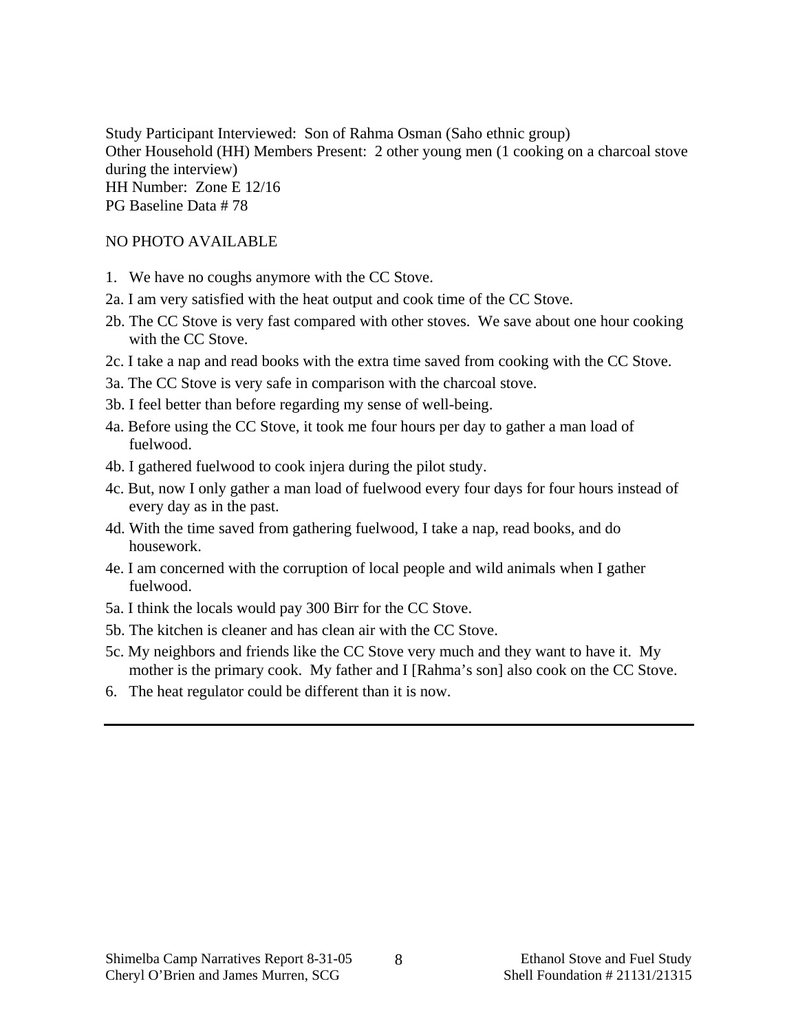Study Participant Interviewed: Son of Rahma Osman (Saho ethnic group)
Other Household (HH) Members Present: 2 other young men (1 cooking on a charcoal stove during the interview)
HH Number: Zone E 12/16
PG Baseline Data # 78

NO PHOTO AVAILABLE

1. We have no coughs anymore with the CC Stove.

2a. I am very satisfied with the heat output and cook time of the CC Stove.

2b. The CC Stove is very fast compared with other stoves. We save about one hour cooking with the CC Stove.

2c. I take a nap and read books with the extra time saved from cooking with the CC Stove.

3a. The CC Stove is very safe in comparison with the charcoal stove.

3b. I feel better than before regarding my sense of well-being.

4a. Before using the CC Stove, it took me four hours per day to gather a man load of fuelwood.

4b. I gathered fuelwood to cook injera during the pilot study.

4c. But, now I only gather a man load of fuelwood every four days for four hours instead of every day as in the past.

4d. With the time saved from gathering fuelwood, I take a nap, read books, and do housework.

4e. I am concerned with the corruption of local people and wild animals when I gather fuelwood.

5a. I think the locals would pay 300 Birr for the CC Stove.

5b. The kitchen is cleaner and has clean air with the CC Stove.

5c. My neighbors and friends like the CC Stove very much and they want to have it. My mother is the primary cook. My father and I [Rahma's son] also cook on the CC Stove.

6. The heat regulator could be different than it is now.

---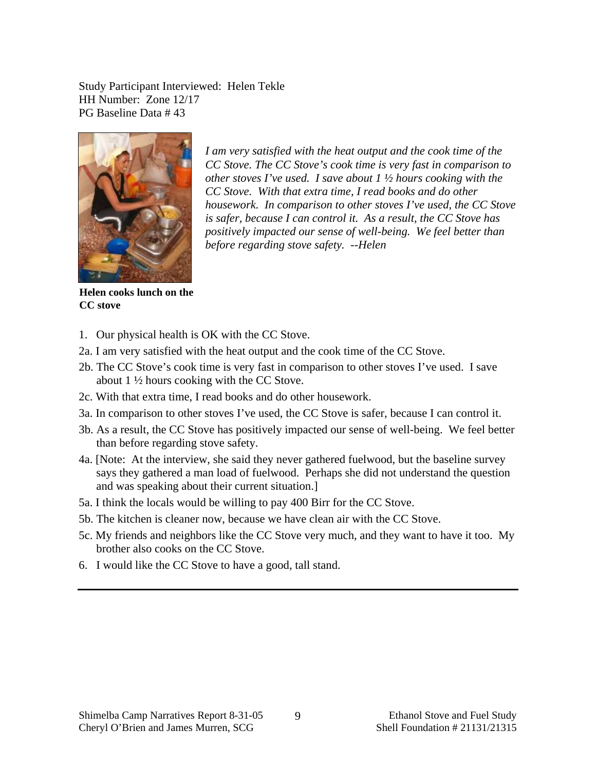Study Participant Interviewed: Helen Tekle
HH Number: Zone 12/17
PG Baseline Data # 43

*I am very satisfied with the heat output and the cook time of the CC Stove. The CC Stove's cook time is very fast in comparison to other stoves I've used. I save about 1 ½ hours cooking with the CC Stove. With that extra time, I read books and do other housework. In comparison to other stoves I've used, the CC Stove is safer, because I can control it. As a result, the CC Stove has positively impacted our sense of well-being. We feel better than before regarding stove safety. --Helen*

**Helen cooks lunch on the CC stove**

1. Our physical health is OK with the CC Stove.

2a. I am very satisfied with the heat output and the cook time of the CC Stove.

2b. The CC Stove's cook time is very fast in comparison to other stoves I've used. I save about 1 ½ hours cooking with the CC Stove.

2c. With that extra time, I read books and do other housework.

3a. In comparison to other stoves I've used, the CC Stove is safer, because I can control it.

3b. As a result, the CC Stove has positively impacted our sense of well-being. We feel better than before regarding stove safety.

4a. [Note: At the interview, she said they never gathered fuelwood, but the baseline survey says they gathered a man load of fuelwood. Perhaps she did not understand the question and was speaking about their current situation.]

5a. I think the locals would be willing to pay 400 Birr for the CC Stove.

5b. The kitchen is cleaner now, because we have clean air with the CC Stove.

5c. My friends and neighbors like the CC Stove very much, and they want to have it too. My brother also cooks on the CC Stove.

6. I would like the CC Stove to have a good, tall stand.

---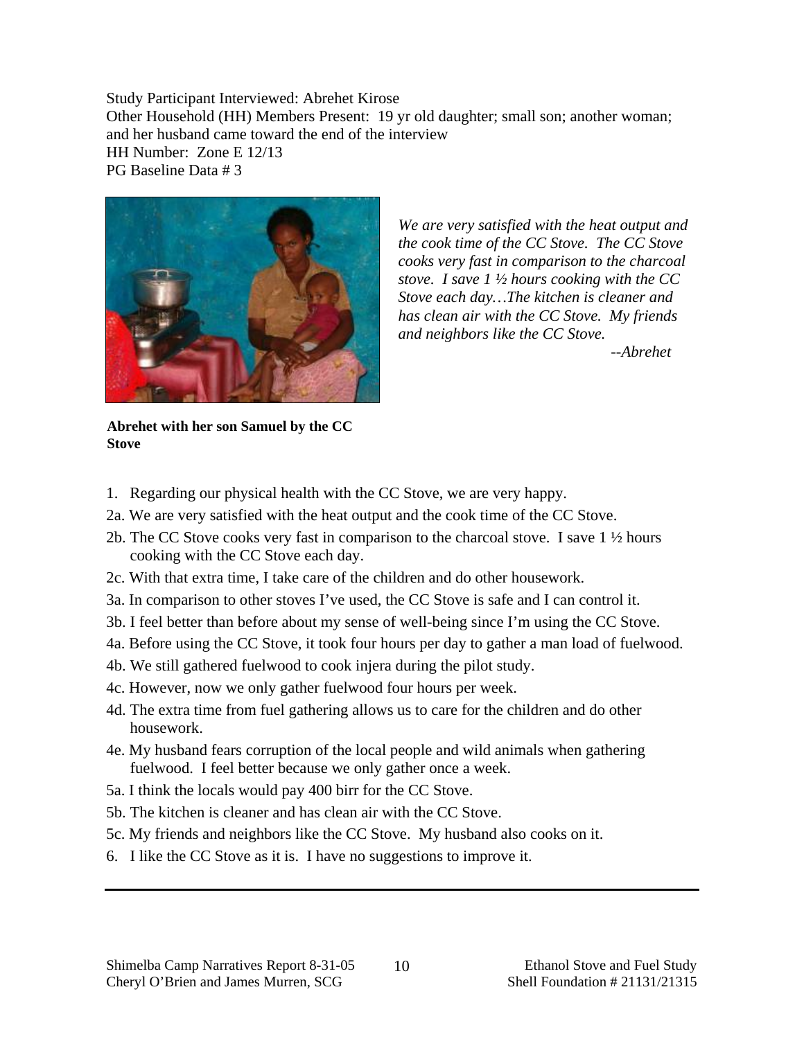Study Participant Interviewed: Abrehet Kirose
Other Household (HH) Members Present: 19 yr old daughter; small son; another woman; and her husband came toward the end of the interview
HH Number: Zone E 12/13
PG Baseline Data # 3

*We are very satisfied with the heat output and the cook time of the CC Stove. The CC Stove cooks very fast in comparison to the charcoal stove. I save 1 ½ hours cooking with the CC Stove each day…The kitchen is cleaner and has clean air with the CC Stove. My friends and neighbors like the CC Stove.*

*--Abrehet*

**Abrehet with her son Samuel by the CC Stove**

1. Regarding our physical health with the CC Stove, we are very happy.

2a. We are very satisfied with the heat output and the cook time of the CC Stove.

2b. The CC Stove cooks very fast in comparison to the charcoal stove. I save 1 ½ hours cooking with the CC Stove each day.

2c. With that extra time, I take care of the children and do other housework.

3a. In comparison to other stoves I've used, the CC Stove is safe and I can control it.

3b. I feel better than before about my sense of well-being since I'm using the CC Stove.

4a. Before using the CC Stove, it took four hours per day to gather a man load of fuelwood.

4b. We still gathered fuelwood to cook injera during the pilot study.

4c. However, now we only gather fuelwood four hours per week.

4d. The extra time from fuel gathering allows us to care for the children and do other housework.

4e. My husband fears corruption of the local people and wild animals when gathering fuelwood. I feel better because we only gather once a week.

5a. I think the locals would pay 400 birr for the CC Stove.

5b. The kitchen is cleaner and has clean air with the CC Stove.

5c. My friends and neighbors like the CC Stove. My husband also cooks on it.

6. I like the CC Stove as it is. I have no suggestions to improve it.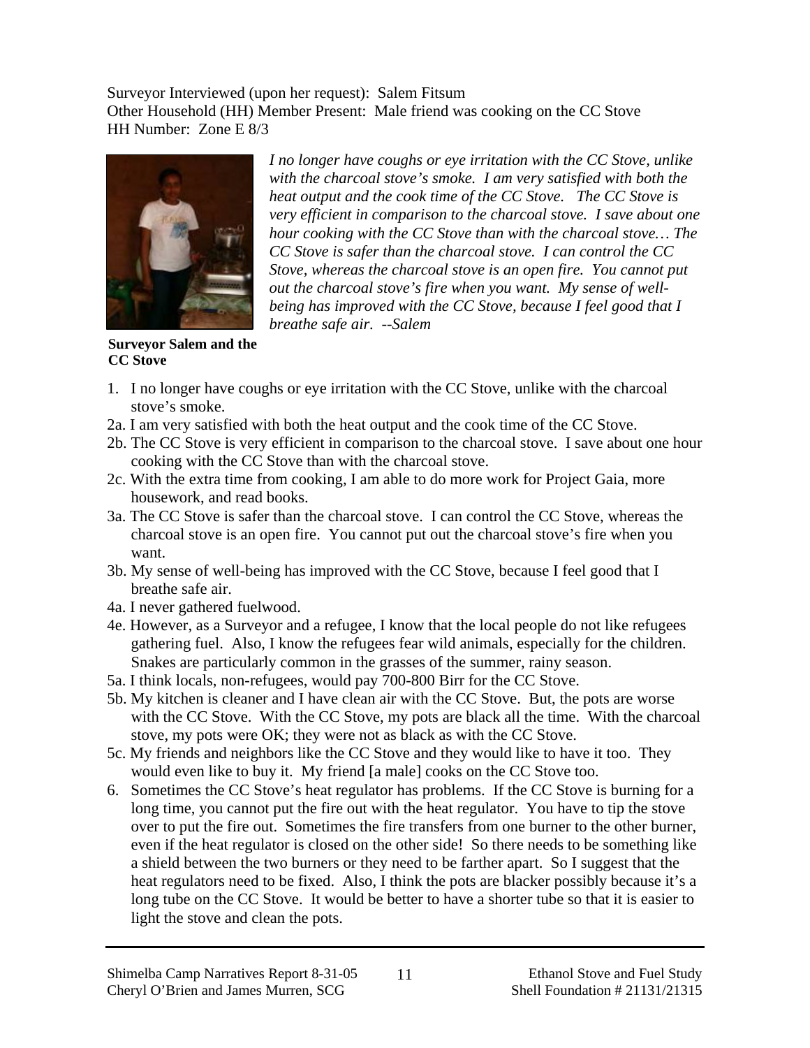Surveyor Interviewed (upon her request): Salem Fitsum
Other Household (HH) Member Present: Male friend was cooking on the CC Stove
HH Number: Zone E 8/3

*I no longer have coughs or eye irritation with the CC Stove, unlike with the charcoal stove's smoke. I am very satisfied with both the heat output and the cook time of the CC Stove. The CC Stove is very efficient in comparison to the charcoal stove. I save about one hour cooking with the CC Stove than with the charcoal stove… The CC Stove is safer than the charcoal stove. I can control the CC Stove, whereas the charcoal stove is an open fire. You cannot put out the charcoal stove's fire when you want. My sense of well-being has improved with the CC Stove, because I feel good that I breathe safe air. --Salem*

**Surveyor Salem and the CC Stove**

1. I no longer have coughs or eye irritation with the CC Stove, unlike with the charcoal stove's smoke.

2a. I am very satisfied with both the heat output and the cook time of the CC Stove.

2b. The CC Stove is very efficient in comparison to the charcoal stove. I save about one hour cooking with the CC Stove than with the charcoal stove.

2c. With the extra time from cooking, I am able to do more work for Project Gaia, more housework, and read books.

3a. The CC Stove is safer than the charcoal stove. I can control the CC Stove, whereas the charcoal stove is an open fire. You cannot put out the charcoal stove's fire when you want.

3b. My sense of well-being has improved with the CC Stove, because I feel good that I breathe safe air.

4a. I never gathered fuelwood.

4e. However, as a Surveyor and a refugee, I know that the local people do not like refugees gathering fuel. Also, I know the refugees fear wild animals, especially for the children. Snakes are particularly common in the grasses of the summer, rainy season.

5a. I think locals, non-refugees, would pay 700-800 Birr for the CC Stove.

5b. My kitchen is cleaner and I have clean air with the CC Stove. But, the pots are worse with the CC Stove. With the CC Stove, my pots are black all the time. With the charcoal stove, my pots were OK; they were not as black as with the CC Stove.

5c. My friends and neighbors like the CC Stove and they would like to have it too. They would even like to buy it. My friend [a male] cooks on the CC Stove too.

6. Sometimes the CC Stove's heat regulator has problems. If the CC Stove is burning for a long time, you cannot put the fire out with the heat regulator. You have to tip the stove over to put the fire out. Sometimes the fire transfers from one burner to the other burner, even if the heat regulator is closed on the other side! So there needs to be something like a shield between the two burners or they need to be farther apart. So I suggest that the heat regulators need to be fixed. Also, I think the pots are blacker possibly because it's a long tube on the CC Stove. It would be better to have a shorter tube so that it is easier to light the stove and clean the pots.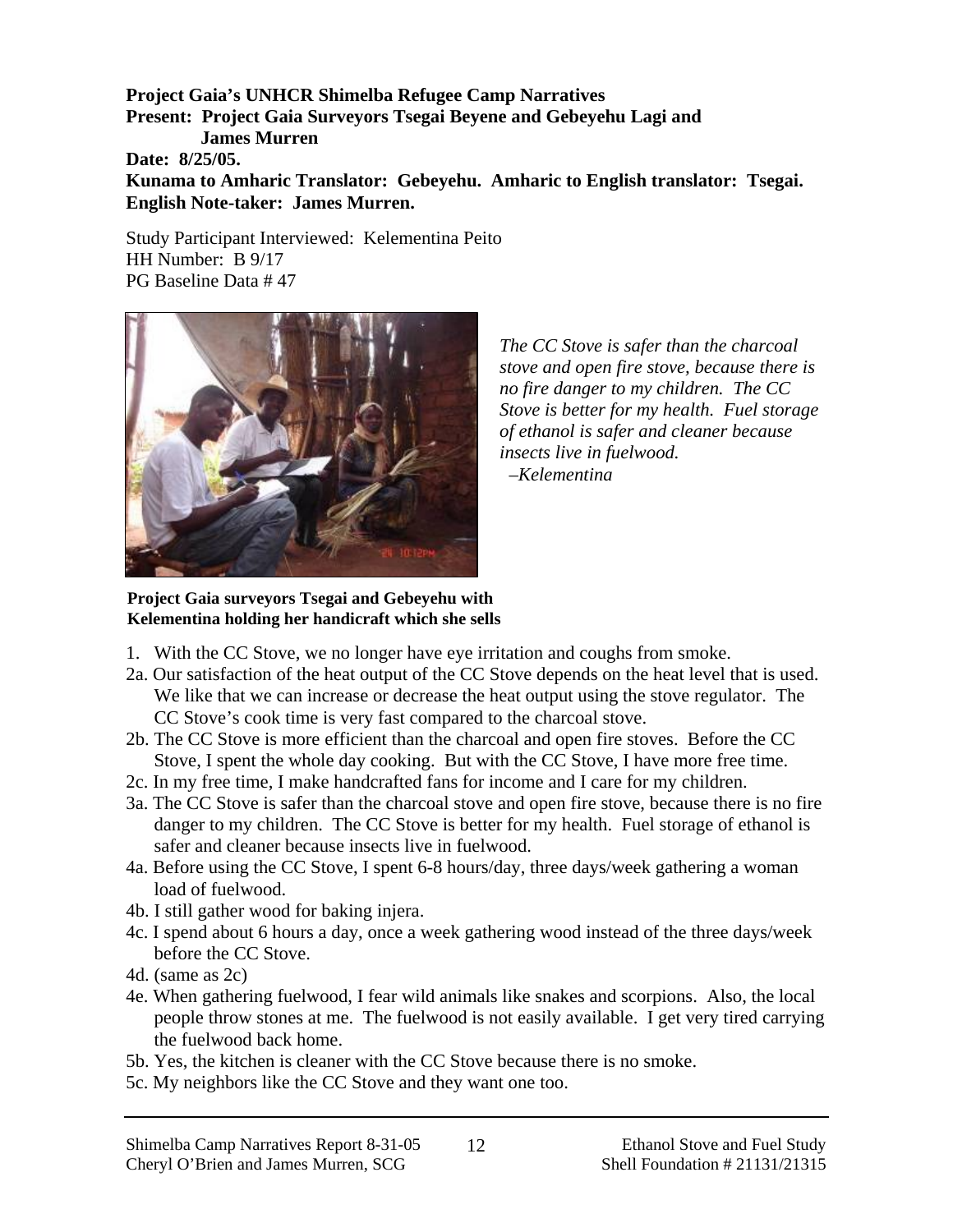**Project Gaia's UNHCR Shimelba Refugee Camp Narratives**
**Present: Project Gaia Surveyors Tsegai Beyene and Gebeyehu Lagi and James Murren**
**Date: 8/25/05.**
**Kunama to Amharic Translator: Gebeyehu. Amharic to English translator: Tsegai.**
**English Note-taker: James Murren.**

Study Participant Interviewed: Kelementina Peito
HH Number: B 9/17
PG Baseline Data # 47

*The CC Stove is safer than the charcoal stove and open fire stove, because there is no fire danger to my children. The CC Stove is better for my health. Fuel storage of ethanol is safer and cleaner because insects live in fuelwood.*
*–Kelementina*

**Project Gaia surveyors Tsegai and Gebeyehu with Kelementina holding her handicraft which she sells**

1. With the CC Stove, we no longer have eye irritation and coughs from smoke.

2a. Our satisfaction of the heat output of the CC Stove depends on the heat level that is used. We like that we can increase or decrease the heat output using the stove regulator. The CC Stove's cook time is very fast compared to the charcoal stove.

2b. The CC Stove is more efficient than the charcoal and open fire stoves. Before the CC Stove, I spent the whole day cooking. But with the CC Stove, I have more free time.

2c. In my free time, I make handcrafted fans for income and I care for my children.

3a. The CC Stove is safer than the charcoal stove and open fire stove, because there is no fire danger to my children. The CC Stove is better for my health. Fuel storage of ethanol is safer and cleaner because insects live in fuelwood.

4a. Before using the CC Stove, I spent 6-8 hours/day, three days/week gathering a woman load of fuelwood.

4b. I still gather wood for baking injera.

4c. I spend about 6 hours a day, once a week gathering wood instead of the three days/week before the CC Stove.

4d. (same as 2c)

4e. When gathering fuelwood, I fear wild animals like snakes and scorpions. Also, the local people throw stones at me. The fuelwood is not easily available. I get very tired carrying the fuelwood back home.

5b. Yes, the kitchen is cleaner with the CC Stove because there is no smoke.

5c. My neighbors like the CC Stove and they want one too.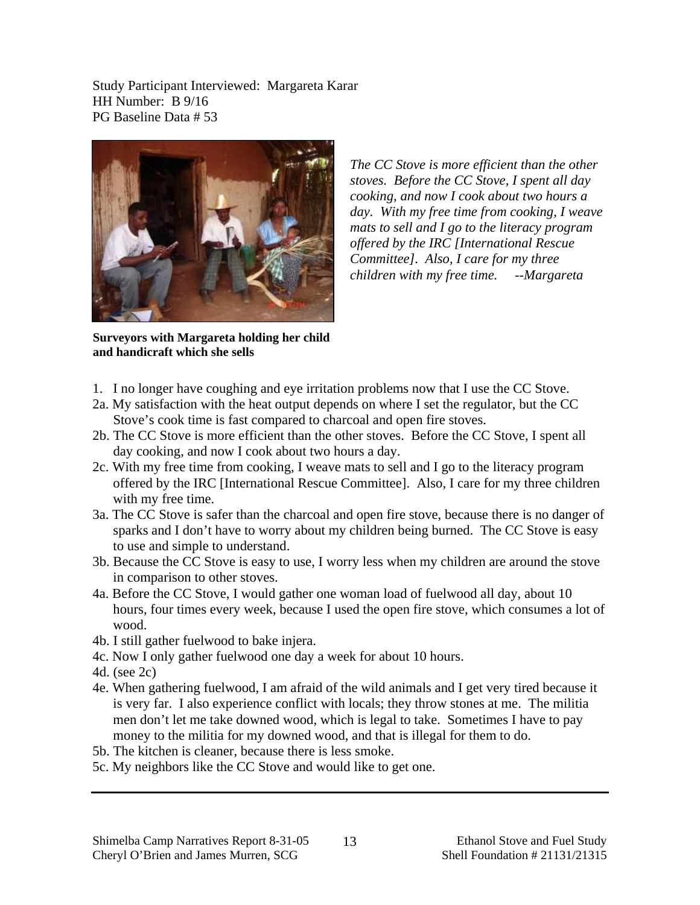Study Participant Interviewed: Margareta Karar
HH Number: B 9/16
PG Baseline Data # 53

*The CC Stove is more efficient than the other stoves. Before the CC Stove, I spent all day cooking, and now I cook about two hours a day. With my free time from cooking, I weave mats to sell and I go to the literacy program offered by the IRC [International Rescue Committee]. Also, I care for my three children with my free time. --Margareta*

**Surveyors with Margareta holding her child and handicraft which she sells**

1. I no longer have coughing and eye irritation problems now that I use the CC Stove.

2a. My satisfaction with the heat output depends on where I set the regulator, but the CC Stove's cook time is fast compared to charcoal and open fire stoves.

2b. The CC Stove is more efficient than the other stoves. Before the CC Stove, I spent all day cooking, and now I cook about two hours a day.

2c. With my free time from cooking, I weave mats to sell and I go to the literacy program offered by the IRC [International Rescue Committee]. Also, I care for my three children with my free time.

3a. The CC Stove is safer than the charcoal and open fire stove, because there is no danger of sparks and I don't have to worry about my children being burned. The CC Stove is easy to use and simple to understand.

3b. Because the CC Stove is easy to use, I worry less when my children are around the stove in comparison to other stoves.

4a. Before the CC Stove, I would gather one woman load of fuelwood all day, about 10 hours, four times every week, because I used the open fire stove, which consumes a lot of wood.

4b. I still gather fuelwood to bake injera.

4c. Now I only gather fuelwood one day a week for about 10 hours.

4d. (see 2c)

4e. When gathering fuelwood, I am afraid of the wild animals and I get very tired because it is very far. I also experience conflict with locals; they throw stones at me. The militia men don't let me take downed wood, which is legal to take. Sometimes I have to pay money to the militia for my downed wood, and that is illegal for them to do.

5b. The kitchen is cleaner, because there is less smoke.

5c. My neighbors like the CC Stove and would like to get one.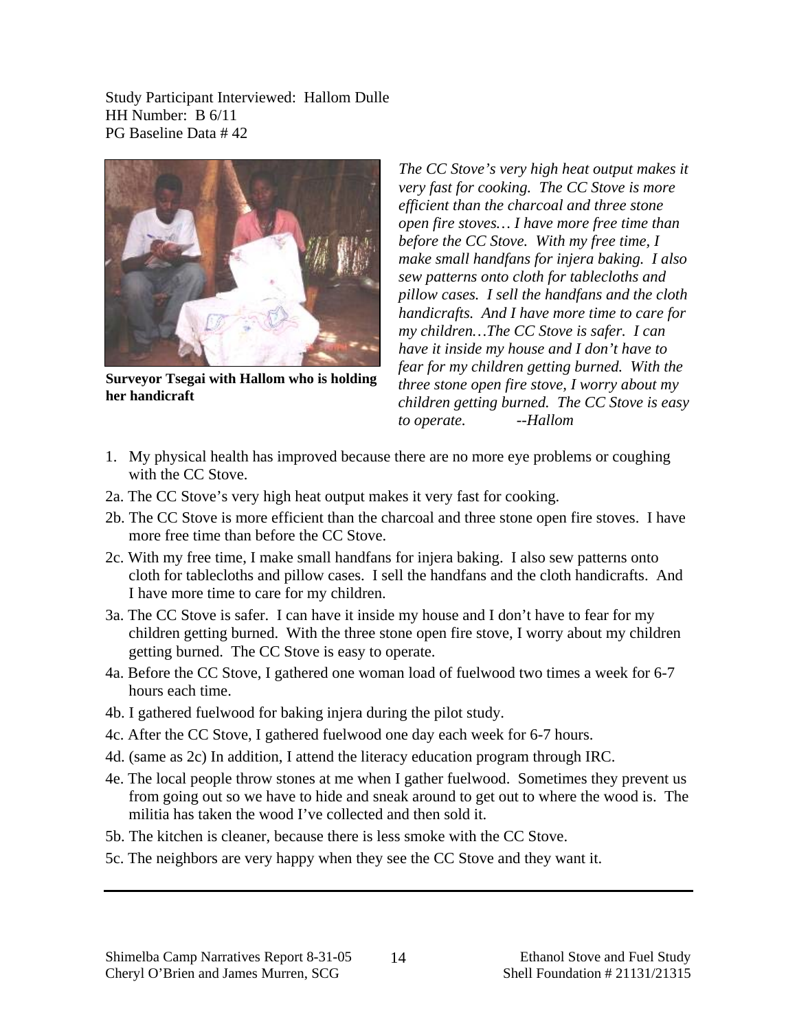Study Participant Interviewed: Hallom Dulle
HH Number: B 6/11
PG Baseline Data # 42

**Surveyor Tsegai with Hallom who is holding her handicraft**

*The CC Stove's very high heat output makes it very fast for cooking. The CC Stove is more efficient than the charcoal and three stone open fire stoves… I have more free time than before the CC Stove. With my free time, I make small handfans for injera baking. I also sew patterns onto cloth for tablecloths and pillow cases. I sell the handfans and the cloth handicrafts. And I have more time to care for my children…The CC Stove is safer. I can have it inside my house and I don't have to fear for my children getting burned. With the three stone open fire stove, I worry about my children getting burned. The CC Stove is easy to operate. --Hallom*

1. My physical health has improved because there are no more eye problems or coughing with the CC Stove.

2a. The CC Stove's very high heat output makes it very fast for cooking.

2b. The CC Stove is more efficient than the charcoal and three stone open fire stoves. I have more free time than before the CC Stove.

2c. With my free time, I make small handfans for injera baking. I also sew patterns onto cloth for tablecloths and pillow cases. I sell the handfans and the cloth handicrafts. And I have more time to care for my children.

3a. The CC Stove is safer. I can have it inside my house and I don't have to fear for my children getting burned. With the three stone open fire stove, I worry about my children getting burned. The CC Stove is easy to operate.

4a. Before the CC Stove, I gathered one woman load of fuelwood two times a week for 6-7 hours each time.

4b. I gathered fuelwood for baking injera during the pilot study.

4c. After the CC Stove, I gathered fuelwood one day each week for 6-7 hours.

4d. (same as 2c) In addition, I attend the literacy education program through IRC.

4e. The local people throw stones at me when I gather fuelwood. Sometimes they prevent us from going out so we have to hide and sneak around to get out to where the wood is. The militia has taken the wood I've collected and then sold it.

5b. The kitchen is cleaner, because there is less smoke with the CC Stove.

5c. The neighbors are very happy when they see the CC Stove and they want it.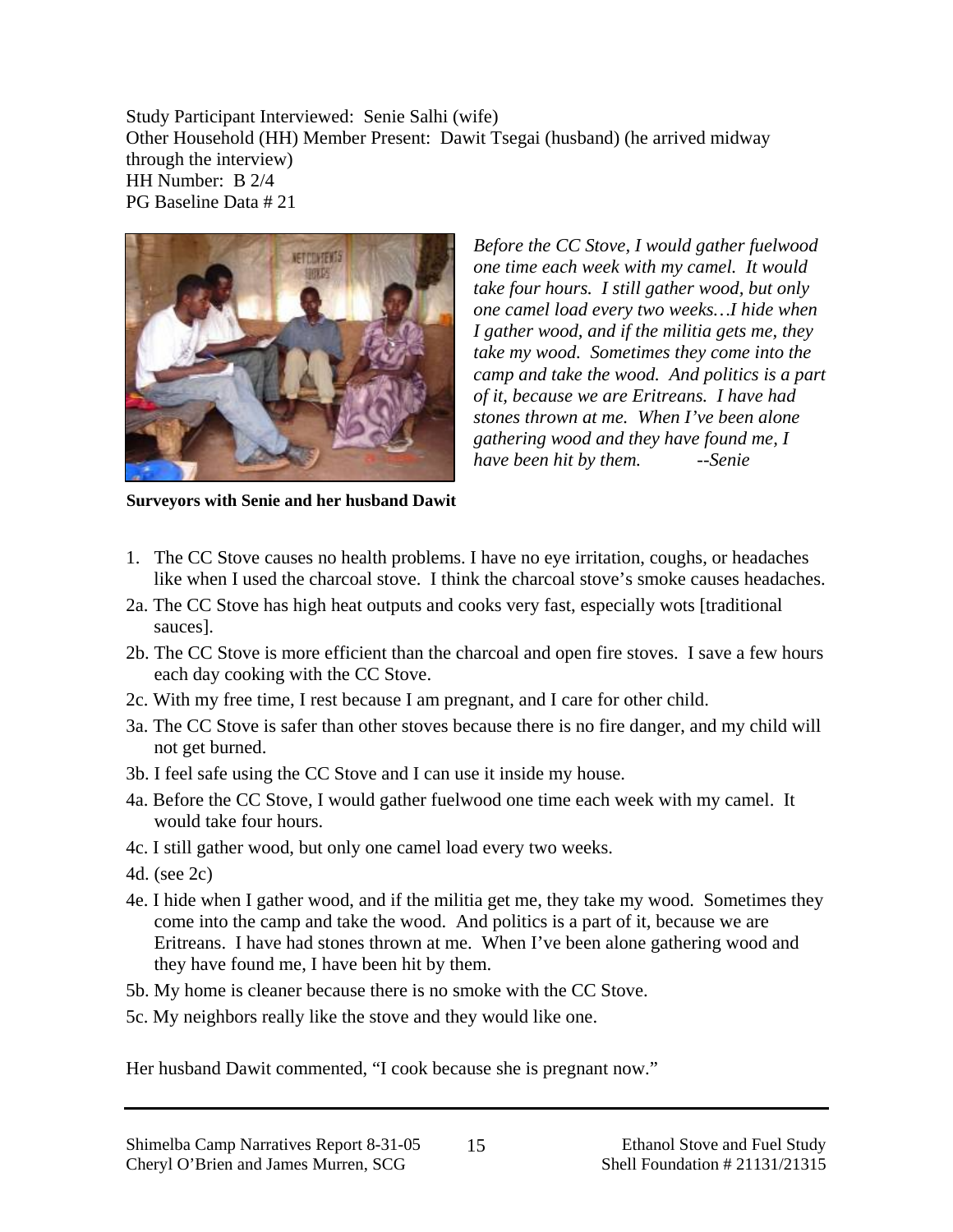Study Participant Interviewed: Senie Salhi (wife)
Other Household (HH) Member Present: Dawit Tsegai (husband) (he arrived midway through the interview)
HH Number: B 2/4
PG Baseline Data # 21

*Before the CC Stove, I would gather fuelwood one time each week with my camel. It would take four hours. I still gather wood, but only one camel load every two weeks…I hide when I gather wood, and if the militia gets me, they take my wood. Sometimes they come into the camp and take the wood. And politics is a part of it, because we are Eritreans. I have had stones thrown at me. When I've been alone gathering wood and they have found me, I have been hit by them. --Senie*

**Surveyors with Senie and her husband Dawit**

1. The CC Stove causes no health problems. I have no eye irritation, coughs, or headaches like when I used the charcoal stove. I think the charcoal stove's smoke causes headaches.

2a. The CC Stove has high heat outputs and cooks very fast, especially wots [traditional sauces].

2b. The CC Stove is more efficient than the charcoal and open fire stoves. I save a few hours each day cooking with the CC Stove.

2c. With my free time, I rest because I am pregnant, and I care for other child.

3a. The CC Stove is safer than other stoves because there is no fire danger, and my child will not get burned.

3b. I feel safe using the CC Stove and I can use it inside my house.

4a. Before the CC Stove, I would gather fuelwood one time each week with my camel. It would take four hours.

4c. I still gather wood, but only one camel load every two weeks.

4d. (see 2c)

4e. I hide when I gather wood, and if the militia get me, they take my wood. Sometimes they come into the camp and take the wood. And politics is a part of it, because we are Eritreans. I have had stones thrown at me. When I've been alone gathering wood and they have found me, I have been hit by them.

5b. My home is cleaner because there is no smoke with the CC Stove.

5c. My neighbors really like the stove and they would like one.

Her husband Dawit commented, "I cook because she is pregnant now."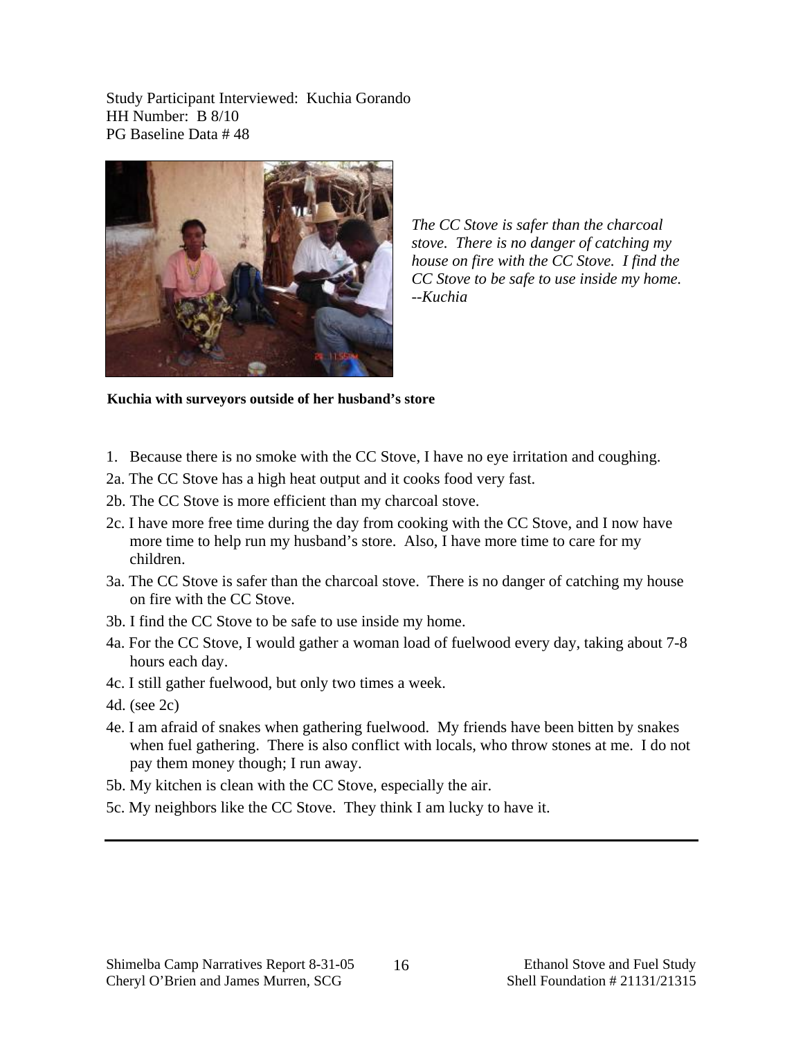Study Participant Interviewed: Kuchia Gorando
HH Number: B 8/10
PG Baseline Data # 48

*The CC Stove is safer than the charcoal stove. There is no danger of catching my house on fire with the CC Stove. I find the CC Stove to be safe to use inside my home. --Kuchia*

**Kuchia with surveyors outside of her husband's store**

1. Because there is no smoke with the CC Stove, I have no eye irritation and coughing.

2a. The CC Stove has a high heat output and it cooks food very fast.

2b. The CC Stove is more efficient than my charcoal stove.

2c. I have more free time during the day from cooking with the CC Stove, and I now have more time to help run my husband's store. Also, I have more time to care for my children.

3a. The CC Stove is safer than the charcoal stove. There is no danger of catching my house on fire with the CC Stove.

3b. I find the CC Stove to be safe to use inside my home.

4a. For the CC Stove, I would gather a woman load of fuelwood every day, taking about 7-8 hours each day.

4c. I still gather fuelwood, but only two times a week.

4d. (see 2c)

4e. I am afraid of snakes when gathering fuelwood. My friends have been bitten by snakes when fuel gathering. There is also conflict with locals, who throw stones at me. I do not pay them money though; I run away.

5b. My kitchen is clean with the CC Stove, especially the air.

5c. My neighbors like the CC Stove. They think I am lucky to have it.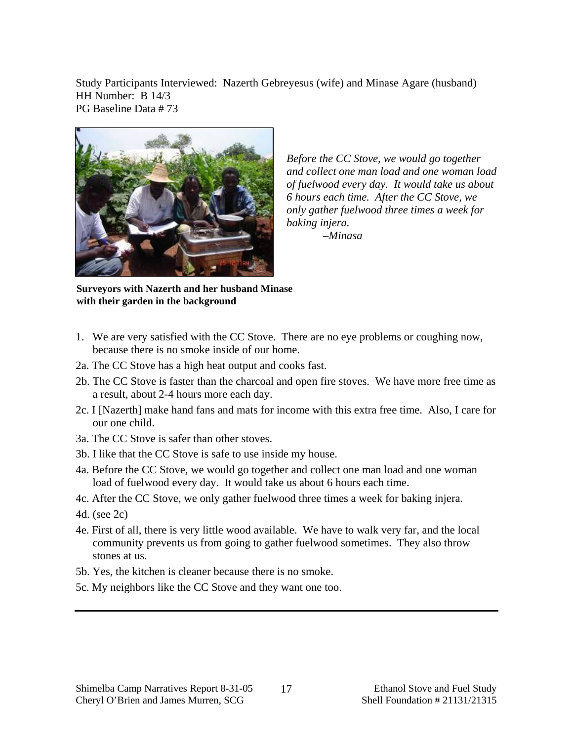Study Participants Interviewed: Nazerth Gebreyesus (wife) and Minase Agare (husband)
HH Number: B 14/3
PG Baseline Data # 73

*Before the CC Stove, we would go together and collect one man load and one woman load of fuelwood every day. It would take us about 6 hours each time. After the CC Stove, we only gather fuelwood three times a week for baking injera.*
*–Minasa*

**Surveyors with Nazerth and her husband Minase with their garden in the background**

1. We are very satisfied with the CC Stove. There are no eye problems or coughing now, because there is no smoke inside of our home.

2a. The CC Stove has a high heat output and cooks fast.

2b. The CC Stove is faster than the charcoal and open fire stoves. We have more free time as a result, about 2-4 hours more each day.

2c. I [Nazerth] make hand fans and mats for income with this extra free time. Also, I care for our one child.

3a. The CC Stove is safer than other stoves.

3b. I like that the CC Stove is safe to use inside my house.

4a. Before the CC Stove, we would go together and collect one man load and one woman load of fuelwood every day. It would take us about 6 hours each time.

4c. After the CC Stove, we only gather fuelwood three times a week for baking injera.

4d. (see 2c)

4e. First of all, there is very little wood available. We have to walk very far, and the local community prevents us from going to gather fuelwood sometimes. They also throw stones at us.

5b. Yes, the kitchen is cleaner because there is no smoke.

5c. My neighbors like the CC Stove and they want one too.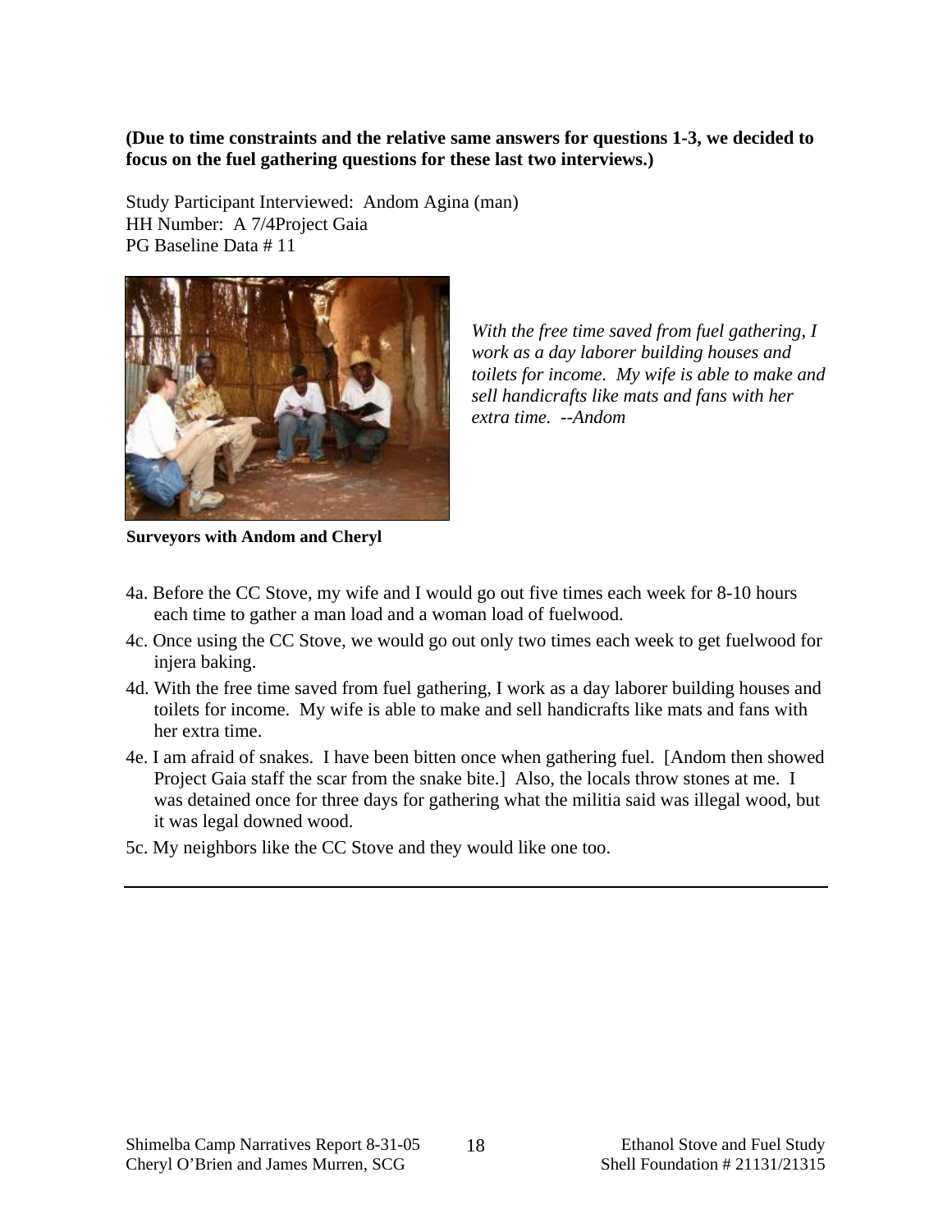**(Due to time constraints and the relative same answers for questions 1-3, we decided to focus on the fuel gathering questions for these last two interviews.)**

Study Participant Interviewed: Andom Agina (man)
HH Number: A 7/4Project Gaia
PG Baseline Data # 11

*With the free time saved from fuel gathering, I work as a day laborer building houses and toilets for income. My wife is able to make and sell handicrafts like mats and fans with her extra time. --Andom*

**Surveyors with Andom and Cheryl**

4a. Before the CC Stove, my wife and I would go out five times each week for 8-10 hours each time to gather a man load and a woman load of fuelwood.

4c. Once using the CC Stove, we would go out only two times each week to get fuelwood for injera baking.

4d. With the free time saved from fuel gathering, I work as a day laborer building houses and toilets for income. My wife is able to make and sell handicrafts like mats and fans with her extra time.

4e. I am afraid of snakes. I have been bitten once when gathering fuel. [Andom then showed Project Gaia staff the scar from the snake bite.] Also, the locals throw stones at me. I was detained once for three days for gathering what the militia said was illegal wood, but it was legal downed wood.

5c. My neighbors like the CC Stove and they would like one too.

---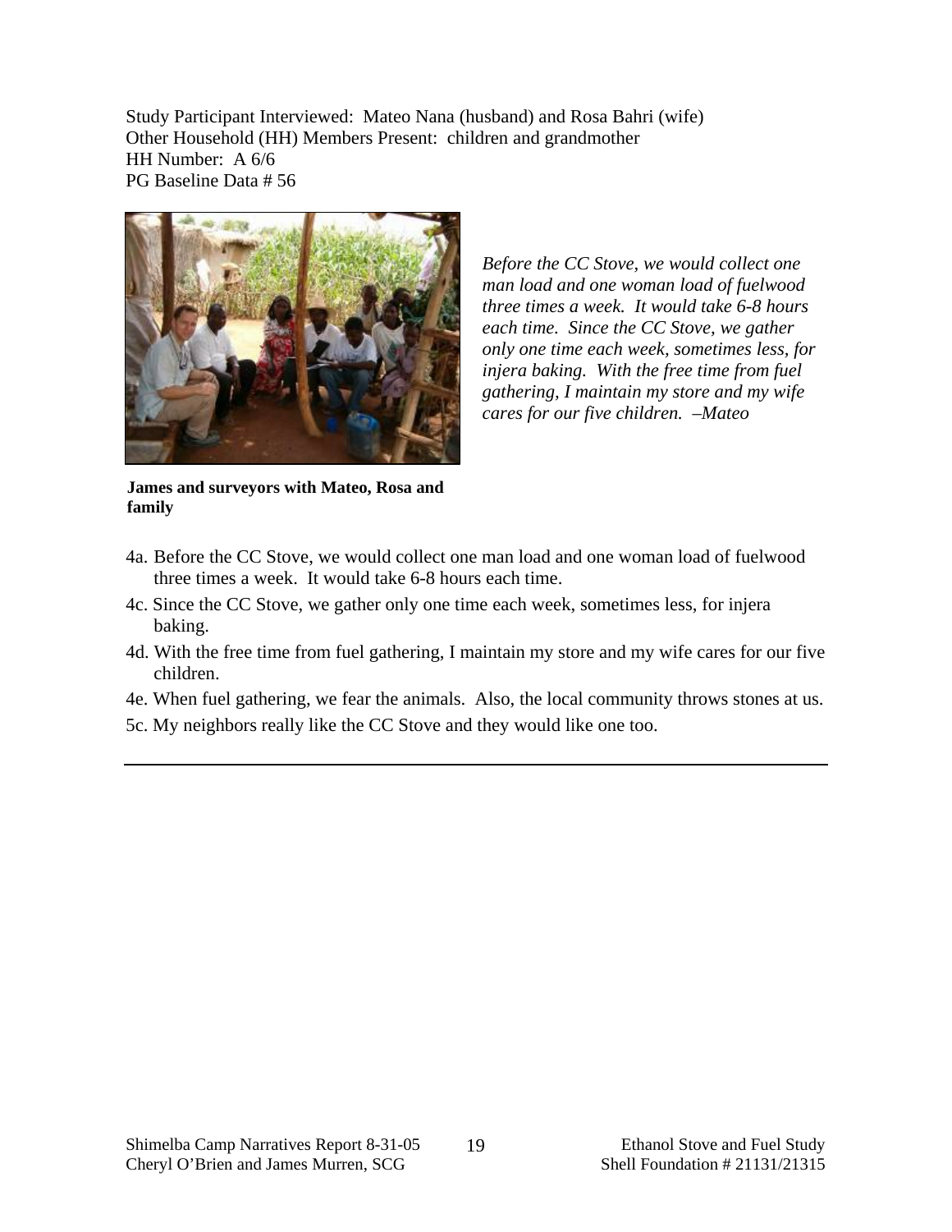Study Participant Interviewed: Mateo Nana (husband) and Rosa Bahri (wife)
Other Household (HH) Members Present: children and grandmother
HH Number: A 6/6
PG Baseline Data # 56

*Before the CC Stove, we would collect one man load and one woman load of fuelwood three times a week. It would take 6-8 hours each time. Since the CC Stove, we gather only one time each week, sometimes less, for injera baking. With the free time from fuel gathering, I maintain my store and my wife cares for our five children. –Mateo*

**James and surveyors with Mateo, Rosa and family**

4a. Before the CC Stove, we would collect one man load and one woman load of fuelwood three times a week. It would take 6-8 hours each time.

4c. Since the CC Stove, we gather only one time each week, sometimes less, for injera baking.

4d. With the free time from fuel gathering, I maintain my store and my wife cares for our five children.

4e. When fuel gathering, we fear the animals. Also, the local community throws stones at us.

5c. My neighbors really like the CC Stove and they would like one too.

---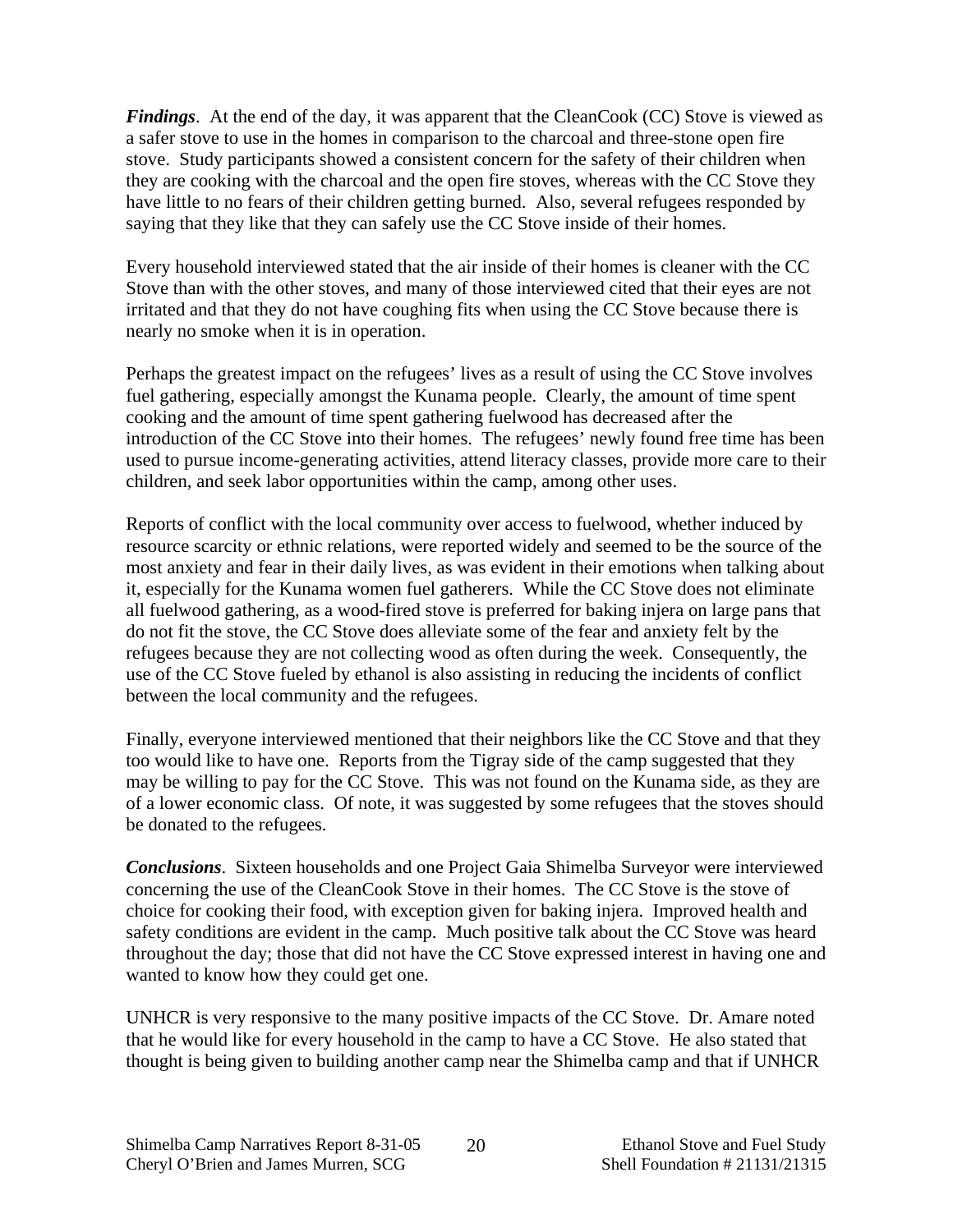***Findings***. At the end of the day, it was apparent that the CleanCook (CC) Stove is viewed as a safer stove to use in the homes in comparison to the charcoal and three-stone open fire stove. Study participants showed a consistent concern for the safety of their children when they are cooking with the charcoal and the open fire stoves, whereas with the CC Stove they have little to no fears of their children getting burned. Also, several refugees responded by saying that they like that they can safely use the CC Stove inside of their homes.

Every household interviewed stated that the air inside of their homes is cleaner with the CC Stove than with the other stoves, and many of those interviewed cited that their eyes are not irritated and that they do not have coughing fits when using the CC Stove because there is nearly no smoke when it is in operation.

Perhaps the greatest impact on the refugees' lives as a result of using the CC Stove involves fuel gathering, especially amongst the Kunama people. Clearly, the amount of time spent cooking and the amount of time spent gathering fuelwood has decreased after the introduction of the CC Stove into their homes. The refugees' newly found free time has been used to pursue income-generating activities, attend literacy classes, provide more care to their children, and seek labor opportunities within the camp, among other uses.

Reports of conflict with the local community over access to fuelwood, whether induced by resource scarcity or ethnic relations, were reported widely and seemed to be the source of the most anxiety and fear in their daily lives, as was evident in their emotions when talking about it, especially for the Kunama women fuel gatherers. While the CC Stove does not eliminate all fuelwood gathering, as a wood-fired stove is preferred for baking injera on large pans that do not fit the stove, the CC Stove does alleviate some of the fear and anxiety felt by the refugees because they are not collecting wood as often during the week. Consequently, the use of the CC Stove fueled by ethanol is also assisting in reducing the incidents of conflict between the local community and the refugees.

Finally, everyone interviewed mentioned that their neighbors like the CC Stove and that they too would like to have one. Reports from the Tigray side of the camp suggested that they may be willing to pay for the CC Stove. This was not found on the Kunama side, as they are of a lower economic class. Of note, it was suggested by some refugees that the stoves should be donated to the refugees.

***Conclusions***. Sixteen households and one Project Gaia Shimelba Surveyor were interviewed concerning the use of the CleanCook Stove in their homes. The CC Stove is the stove of choice for cooking their food, with exception given for baking injera. Improved health and safety conditions are evident in the camp. Much positive talk about the CC Stove was heard throughout the day; those that did not have the CC Stove expressed interest in having one and wanted to know how they could get one.

UNHCR is very responsive to the many positive impacts of the CC Stove. Dr. Amare noted that he would like for every household in the camp to have a CC Stove. He also stated that thought is being given to building another camp near the Shimelba camp and that if UNHCR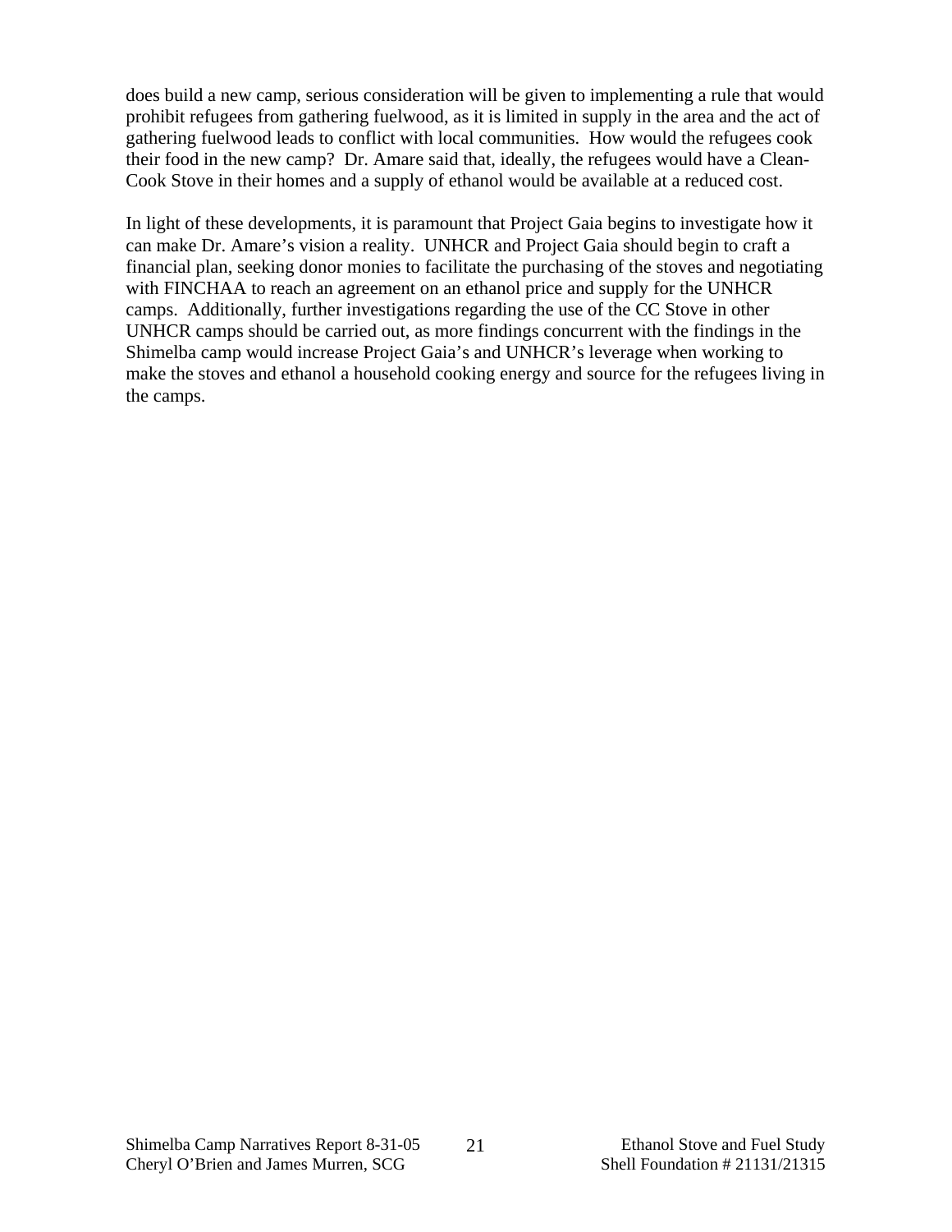does build a new camp, serious consideration will be given to implementing a rule that would prohibit refugees from gathering fuelwood, as it is limited in supply in the area and the act of gathering fuelwood leads to conflict with local communities. How would the refugees cook their food in the new camp? Dr. Amare said that, ideally, the refugees would have a Clean-Cook Stove in their homes and a supply of ethanol would be available at a reduced cost.

In light of these developments, it is paramount that Project Gaia begins to investigate how it can make Dr. Amare's vision a reality. UNHCR and Project Gaia should begin to craft a financial plan, seeking donor monies to facilitate the purchasing of the stoves and negotiating with FINCHAA to reach an agreement on an ethanol price and supply for the UNHCR camps. Additionally, further investigations regarding the use of the CC Stove in other UNHCR camps should be carried out, as more findings concurrent with the findings in the Shimelba camp would increase Project Gaia's and UNHCR's leverage when working to make the stoves and ethanol a household cooking energy and source for the refugees living in the camps.